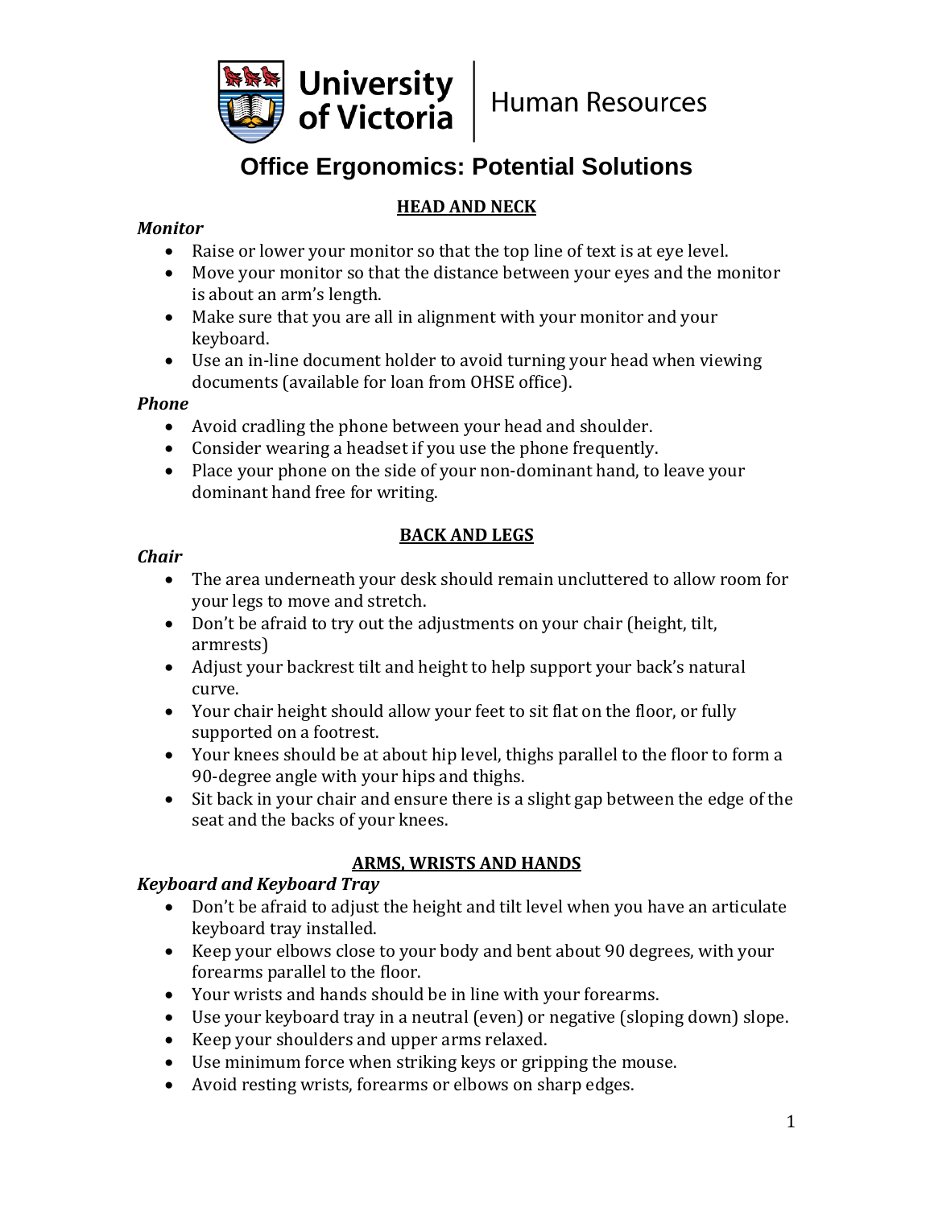University of Victoria | Human Resources

# Office Ergonomics: Potential Solutions

## HEAD AND NECK

### *Monitor*

- Raise or lower your monitor so that the top line of text is at eye level.
- Move your monitor so that the distance between your eyes and the monitor is about an arm's length.
- Make sure that you are all in alignment with your monitor and your keyboard.
- Use an in-line document holder to avoid turning your head when viewing documents (available for loan from OHSE office).

### *Phone*

- Avoid cradling the phone between your head and shoulder.
- Consider wearing a headset if you use the phone frequently.
- Place your phone on the side of your non-dominant hand, to leave your dominant hand free for writing.

## BACK AND LEGS

### *Chair*

- The area underneath your desk should remain uncluttered to allow room for your legs to move and stretch.
- Don't be afraid to try out the adjustments on your chair (height, tilt, armrests)
- Adjust your backrest tilt and height to help support your back's natural curve.
- Your chair height should allow your feet to sit flat on the floor, or fully supported on a footrest.
- Your knees should be at about hip level, thighs parallel to the floor to form a 90-degree angle with your hips and thighs.
- Sit back in your chair and ensure there is a slight gap between the edge of the seat and the backs of your knees.

## ARMS, WRISTS AND HANDS

### *Keyboard and Keyboard Tray*

- Don't be afraid to adjust the height and tilt level when you have an articulate keyboard tray installed.
- Keep your elbows close to your body and bent about 90 degrees, with your forearms parallel to the floor.
- Your wrists and hands should be in line with your forearms.
- Use your keyboard tray in a neutral (even) or negative (sloping down) slope.
- Keep your shoulders and upper arms relaxed.
- Use minimum force when striking keys or gripping the mouse.
- Avoid resting wrists, forearms or elbows on sharp edges.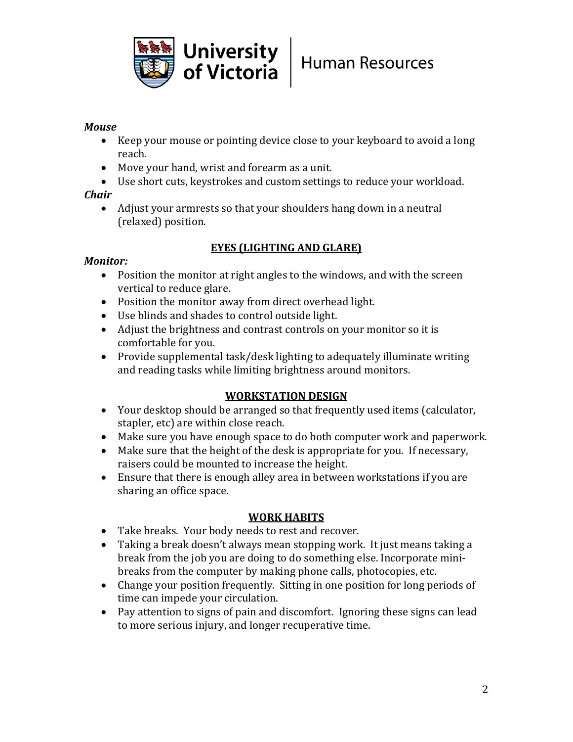***Mouse***

- Keep your mouse or pointing device close to your keyboard to avoid a long reach.
- Move your hand, wrist and forearm as a unit.
- Use short cuts, keystrokes and custom settings to reduce your workload.

***Chair***

- Adjust your armrests so that your shoulders hang down in a neutral (relaxed) position.

## EYES (LIGHTING AND GLARE)

***Monitor:***

- Position the monitor at right angles to the windows, and with the screen vertical to reduce glare.
- Position the monitor away from direct overhead light.
- Use blinds and shades to control outside light.
- Adjust the brightness and contrast controls on your monitor so it is comfortable for you.
- Provide supplemental task/desk lighting to adequately illuminate writing and reading tasks while limiting brightness around monitors.

## WORKSTATION DESIGN

- Your desktop should be arranged so that frequently used items (calculator, stapler, etc) are within close reach.
- Make sure you have enough space to do both computer work and paperwork.
- Make sure that the height of the desk is appropriate for you. If necessary, raisers could be mounted to increase the height.
- Ensure that there is enough alley area in between workstations if you are sharing an office space.

## WORK HABITS

- Take breaks. Your body needs to rest and recover.
- Taking a break doesn't always mean stopping work. It just means taking a break from the job you are doing to do something else. Incorporate mini-breaks from the computer by making phone calls, photocopies, etc.
- Change your position frequently. Sitting in one position for long periods of time can impede your circulation.
- Pay attention to signs of pain and discomfort. Ignoring these signs can lead to more serious injury, and longer recuperative time.